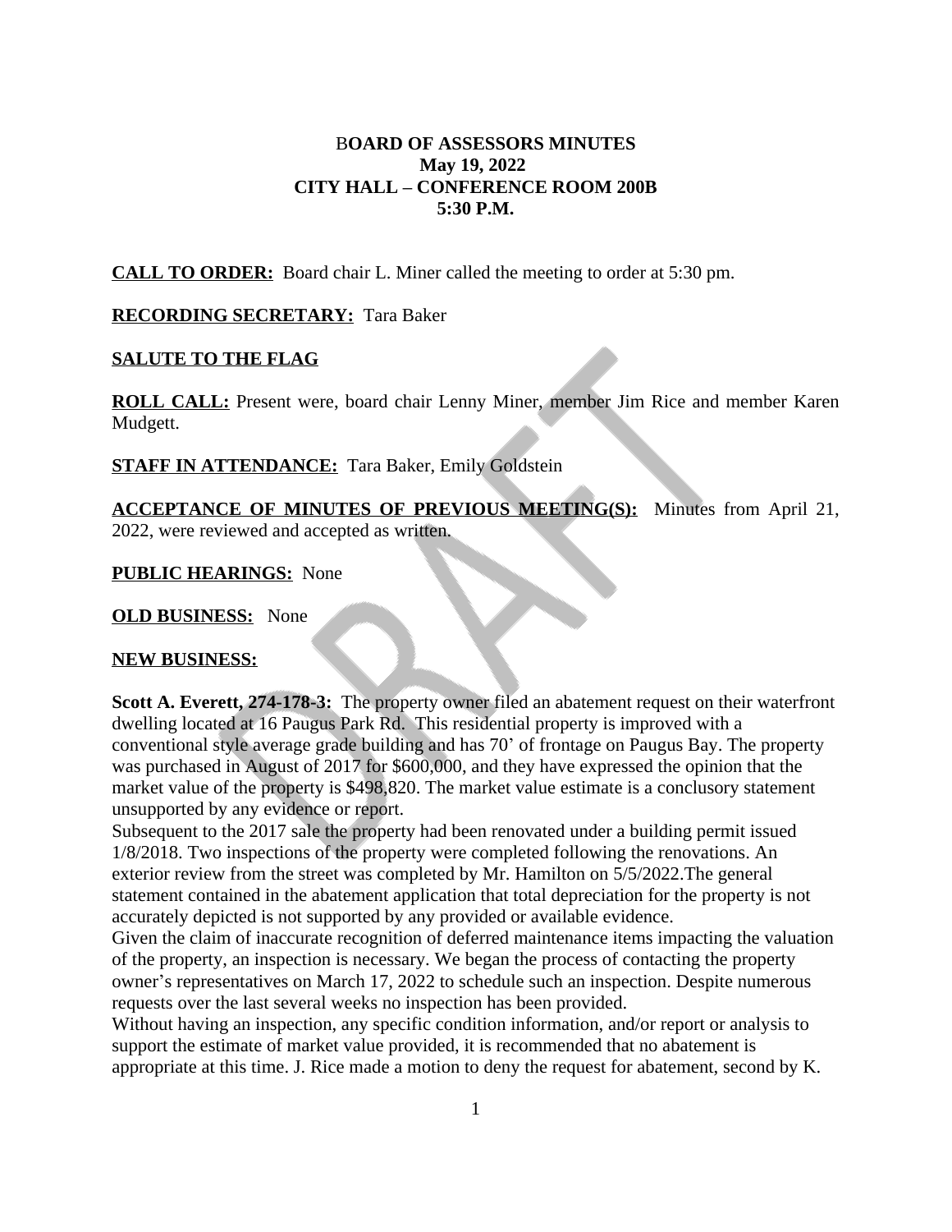# BOARD OF ASSESSORS MINUTES
## May 19, 2022
## CITY HALL – CONFERENCE ROOM 200B
## 5:30 P.M.

**CALL TO ORDER:** Board chair L. Miner called the meeting to order at 5:30 pm.

**RECORDING SECRETARY:** Tara Baker

**SALUTE TO THE FLAG**

**ROLL CALL:** Present were, board chair Lenny Miner, member Jim Rice and member Karen Mudgett.

**STAFF IN ATTENDANCE:** Tara Baker, Emily Goldstein

**ACCEPTANCE OF MINUTES OF PREVIOUS MEETING(S):** Minutes from April 21, 2022, were reviewed and accepted as written.

**PUBLIC HEARINGS:** None

**OLD BUSINESS:** None

**NEW BUSINESS:**

**Scott A. Everett, 274-178-3:** The property owner filed an abatement request on their waterfront dwelling located at 16 Paugus Park Rd. This residential property is improved with a conventional style average grade building and has 70' of frontage on Paugus Bay. The property was purchased in August of 2017 for $600,000, and they have expressed the opinion that the market value of the property is $498,820. The market value estimate is a conclusory statement unsupported by any evidence or report.

Subsequent to the 2017 sale the property had been renovated under a building permit issued 1/8/2018. Two inspections of the property were completed following the renovations. An exterior review from the street was completed by Mr. Hamilton on 5/5/2022.The general statement contained in the abatement application that total depreciation for the property is not accurately depicted is not supported by any provided or available evidence.

Given the claim of inaccurate recognition of deferred maintenance items impacting the valuation of the property, an inspection is necessary. We began the process of contacting the property owner's representatives on March 17, 2022 to schedule such an inspection. Despite numerous requests over the last several weeks no inspection has been provided.

Without having an inspection, any specific condition information, and/or report or analysis to support the estimate of market value provided, it is recommended that no abatement is appropriate at this time. J. Rice made a motion to deny the request for abatement, second by K.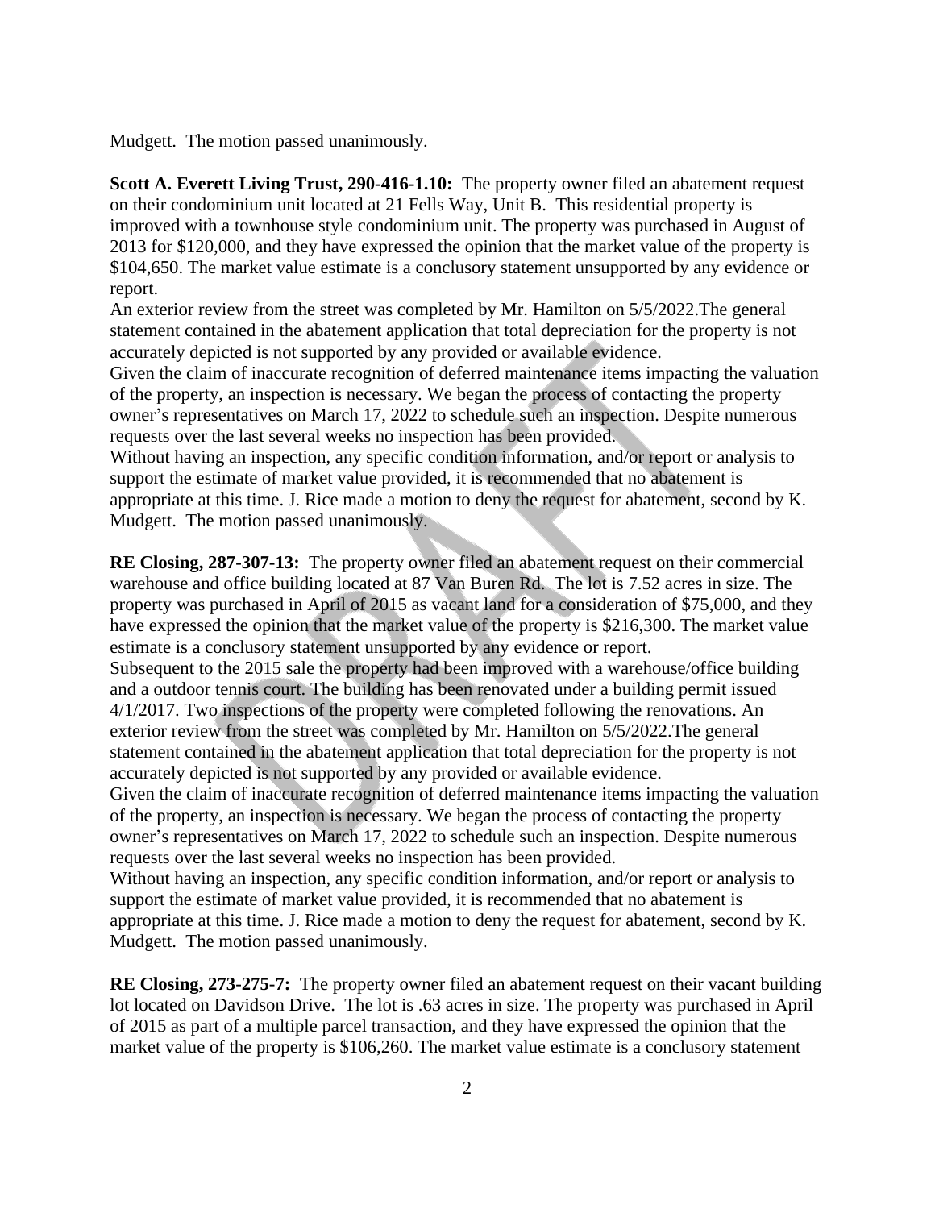Mudgett. The motion passed unanimously.

**Scott A. Everett Living Trust, 290-416-1.10:** The property owner filed an abatement request on their condominium unit located at 21 Fells Way, Unit B. This residential property is improved with a townhouse style condominium unit. The property was purchased in August of 2013 for $120,000, and they have expressed the opinion that the market value of the property is $104,650. The market value estimate is a conclusory statement unsupported by any evidence or report.
An exterior review from the street was completed by Mr. Hamilton on 5/5/2022.The general statement contained in the abatement application that total depreciation for the property is not accurately depicted is not supported by any provided or available evidence.
Given the claim of inaccurate recognition of deferred maintenance items impacting the valuation of the property, an inspection is necessary. We began the process of contacting the property owner's representatives on March 17, 2022 to schedule such an inspection. Despite numerous requests over the last several weeks no inspection has been provided.
Without having an inspection, any specific condition information, and/or report or analysis to support the estimate of market value provided, it is recommended that no abatement is appropriate at this time. J. Rice made a motion to deny the request for abatement, second by K. Mudgett. The motion passed unanimously.

**RE Closing, 287-307-13:** The property owner filed an abatement request on their commercial warehouse and office building located at 87 Van Buren Rd. The lot is 7.52 acres in size. The property was purchased in April of 2015 as vacant land for a consideration of $75,000, and they have expressed the opinion that the market value of the property is $216,300. The market value estimate is a conclusory statement unsupported by any evidence or report.
Subsequent to the 2015 sale the property had been improved with a warehouse/office building and a outdoor tennis court. The building has been renovated under a building permit issued 4/1/2017. Two inspections of the property were completed following the renovations. An exterior review from the street was completed by Mr. Hamilton on 5/5/2022.The general statement contained in the abatement application that total depreciation for the property is not accurately depicted is not supported by any provided or available evidence.
Given the claim of inaccurate recognition of deferred maintenance items impacting the valuation of the property, an inspection is necessary. We began the process of contacting the property owner's representatives on March 17, 2022 to schedule such an inspection. Despite numerous requests over the last several weeks no inspection has been provided.
Without having an inspection, any specific condition information, and/or report or analysis to support the estimate of market value provided, it is recommended that no abatement is appropriate at this time. J. Rice made a motion to deny the request for abatement, second by K. Mudgett. The motion passed unanimously.

**RE Closing, 273-275-7:** The property owner filed an abatement request on their vacant building lot located on Davidson Drive. The lot is .63 acres in size. The property was purchased in April of 2015 as part of a multiple parcel transaction, and they have expressed the opinion that the market value of the property is $106,260. The market value estimate is a conclusory statement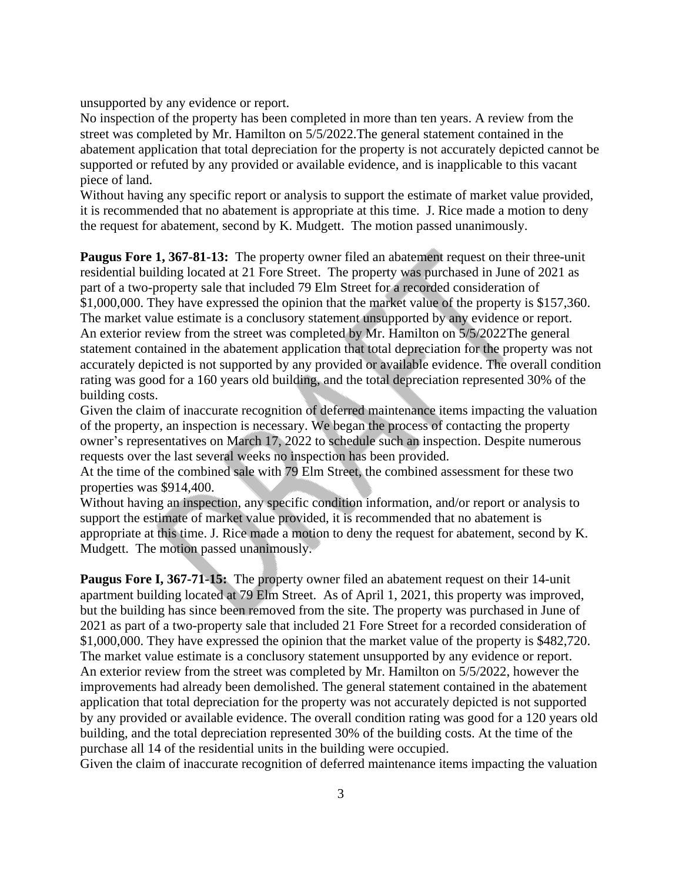unsupported by any evidence or report.

No inspection of the property has been completed in more than ten years. A review from the street was completed by Mr. Hamilton on 5/5/2022.The general statement contained in the abatement application that total depreciation for the property is not accurately depicted cannot be supported or refuted by any provided or available evidence, and is inapplicable to this vacant piece of land.

Without having any specific report or analysis to support the estimate of market value provided, it is recommended that no abatement is appropriate at this time. J. Rice made a motion to deny the request for abatement, second by K. Mudgett. The motion passed unanimously.

**Paugus Fore 1, 367-81-13:** The property owner filed an abatement request on their three-unit residential building located at 21 Fore Street. The property was purchased in June of 2021 as part of a two-property sale that included 79 Elm Street for a recorded consideration of $1,000,000. They have expressed the opinion that the market value of the property is $157,360. The market value estimate is a conclusory statement unsupported by any evidence or report. An exterior review from the street was completed by Mr. Hamilton on 5/5/2022The general statement contained in the abatement application that total depreciation for the property was not accurately depicted is not supported by any provided or available evidence. The overall condition rating was good for a 160 years old building, and the total depreciation represented 30% of the building costs.

Given the claim of inaccurate recognition of deferred maintenance items impacting the valuation of the property, an inspection is necessary. We began the process of contacting the property owner's representatives on March 17, 2022 to schedule such an inspection. Despite numerous requests over the last several weeks no inspection has been provided.

At the time of the combined sale with 79 Elm Street, the combined assessment for these two properties was $914,400.

Without having an inspection, any specific condition information, and/or report or analysis to support the estimate of market value provided, it is recommended that no abatement is appropriate at this time. J. Rice made a motion to deny the request for abatement, second by K. Mudgett. The motion passed unanimously.

**Paugus Fore I, 367-71-15:** The property owner filed an abatement request on their 14-unit apartment building located at 79 Elm Street. As of April 1, 2021, this property was improved, but the building has since been removed from the site. The property was purchased in June of 2021 as part of a two-property sale that included 21 Fore Street for a recorded consideration of $1,000,000. They have expressed the opinion that the market value of the property is $482,720. The market value estimate is a conclusory statement unsupported by any evidence or report. An exterior review from the street was completed by Mr. Hamilton on 5/5/2022, however the improvements had already been demolished. The general statement contained in the abatement application that total depreciation for the property was not accurately depicted is not supported by any provided or available evidence. The overall condition rating was good for a 120 years old building, and the total depreciation represented 30% of the building costs. At the time of the purchase all 14 of the residential units in the building were occupied.

Given the claim of inaccurate recognition of deferred maintenance items impacting the valuation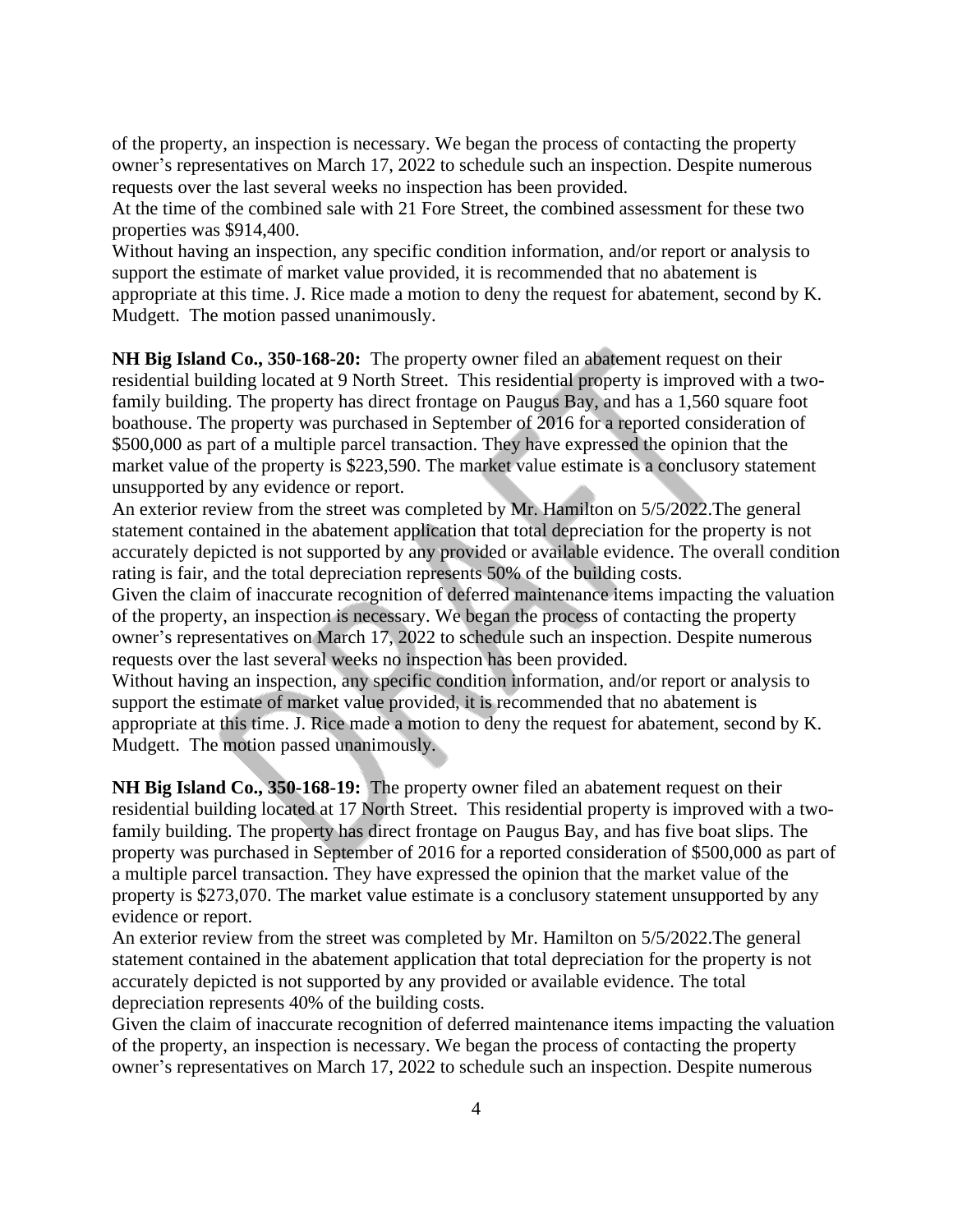of the property, an inspection is necessary. We began the process of contacting the property owner's representatives on March 17, 2022 to schedule such an inspection. Despite numerous requests over the last several weeks no inspection has been provided.

At the time of the combined sale with 21 Fore Street, the combined assessment for these two properties was $914,400.

Without having an inspection, any specific condition information, and/or report or analysis to support the estimate of market value provided, it is recommended that no abatement is appropriate at this time. J. Rice made a motion to deny the request for abatement, second by K. Mudgett. The motion passed unanimously.

**NH Big Island Co., 350-168-20:** The property owner filed an abatement request on their residential building located at 9 North Street. This residential property is improved with a two-family building. The property has direct frontage on Paugus Bay, and has a 1,560 square foot boathouse. The property was purchased in September of 2016 for a reported consideration of $500,000 as part of a multiple parcel transaction. They have expressed the opinion that the market value of the property is $223,590. The market value estimate is a conclusory statement unsupported by any evidence or report.

An exterior review from the street was completed by Mr. Hamilton on 5/5/2022.The general statement contained in the abatement application that total depreciation for the property is not accurately depicted is not supported by any provided or available evidence. The overall condition rating is fair, and the total depreciation represents 50% of the building costs.

Given the claim of inaccurate recognition of deferred maintenance items impacting the valuation of the property, an inspection is necessary. We began the process of contacting the property owner's representatives on March 17, 2022 to schedule such an inspection. Despite numerous requests over the last several weeks no inspection has been provided.

Without having an inspection, any specific condition information, and/or report or analysis to support the estimate of market value provided, it is recommended that no abatement is appropriate at this time. J. Rice made a motion to deny the request for abatement, second by K. Mudgett. The motion passed unanimously.

**NH Big Island Co., 350-168-19:** The property owner filed an abatement request on their residential building located at 17 North Street. This residential property is improved with a two-family building. The property has direct frontage on Paugus Bay, and has five boat slips. The property was purchased in September of 2016 for a reported consideration of $500,000 as part of a multiple parcel transaction. They have expressed the opinion that the market value of the property is $273,070. The market value estimate is a conclusory statement unsupported by any evidence or report.

An exterior review from the street was completed by Mr. Hamilton on 5/5/2022.The general statement contained in the abatement application that total depreciation for the property is not accurately depicted is not supported by any provided or available evidence. The total depreciation represents 40% of the building costs.

Given the claim of inaccurate recognition of deferred maintenance items impacting the valuation of the property, an inspection is necessary. We began the process of contacting the property owner's representatives on March 17, 2022 to schedule such an inspection. Despite numerous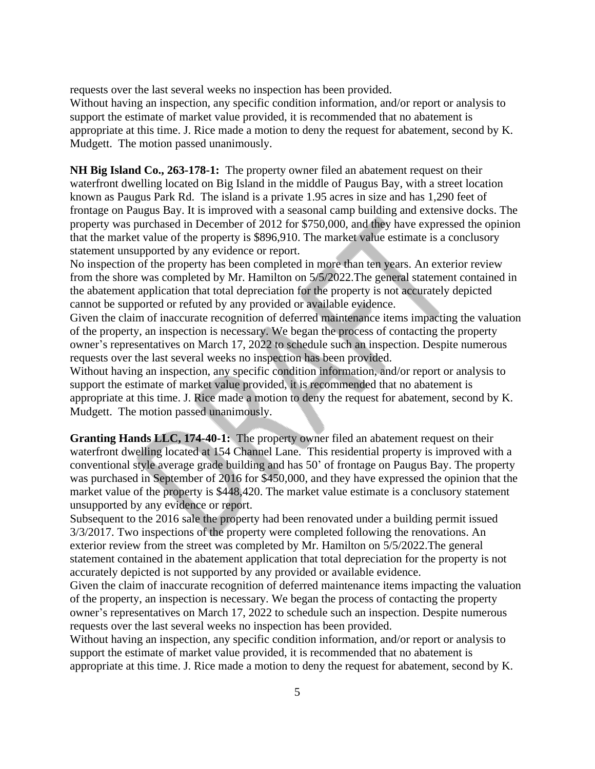requests over the last several weeks no inspection has been provided.
Without having an inspection, any specific condition information, and/or report or analysis to support the estimate of market value provided, it is recommended that no abatement is appropriate at this time. J. Rice made a motion to deny the request for abatement, second by K. Mudgett. The motion passed unanimously.

**NH Big Island Co., 263-178-1:** The property owner filed an abatement request on their waterfront dwelling located on Big Island in the middle of Paugus Bay, with a street location known as Paugus Park Rd. The island is a private 1.95 acres in size and has 1,290 feet of frontage on Paugus Bay. It is improved with a seasonal camp building and extensive docks. The property was purchased in December of 2012 for $750,000, and they have expressed the opinion that the market value of the property is $896,910. The market value estimate is a conclusory statement unsupported by any evidence or report.
No inspection of the property has been completed in more than ten years. An exterior review from the shore was completed by Mr. Hamilton on 5/5/2022.The general statement contained in the abatement application that total depreciation for the property is not accurately depicted cannot be supported or refuted by any provided or available evidence.
Given the claim of inaccurate recognition of deferred maintenance items impacting the valuation of the property, an inspection is necessary. We began the process of contacting the property owner's representatives on March 17, 2022 to schedule such an inspection. Despite numerous requests over the last several weeks no inspection has been provided.
Without having an inspection, any specific condition information, and/or report or analysis to support the estimate of market value provided, it is recommended that no abatement is appropriate at this time. J. Rice made a motion to deny the request for abatement, second by K. Mudgett. The motion passed unanimously.

**Granting Hands LLC, 174-40-1:** The property owner filed an abatement request on their waterfront dwelling located at 154 Channel Lane. This residential property is improved with a conventional style average grade building and has 50' of frontage on Paugus Bay. The property was purchased in September of 2016 for $450,000, and they have expressed the opinion that the market value of the property is $448,420. The market value estimate is a conclusory statement unsupported by any evidence or report.
Subsequent to the 2016 sale the property had been renovated under a building permit issued 3/3/2017. Two inspections of the property were completed following the renovations. An exterior review from the street was completed by Mr. Hamilton on 5/5/2022.The general statement contained in the abatement application that total depreciation for the property is not accurately depicted is not supported by any provided or available evidence.
Given the claim of inaccurate recognition of deferred maintenance items impacting the valuation of the property, an inspection is necessary. We began the process of contacting the property owner's representatives on March 17, 2022 to schedule such an inspection. Despite numerous requests over the last several weeks no inspection has been provided.
Without having an inspection, any specific condition information, and/or report or analysis to support the estimate of market value provided, it is recommended that no abatement is appropriate at this time. J. Rice made a motion to deny the request for abatement, second by K.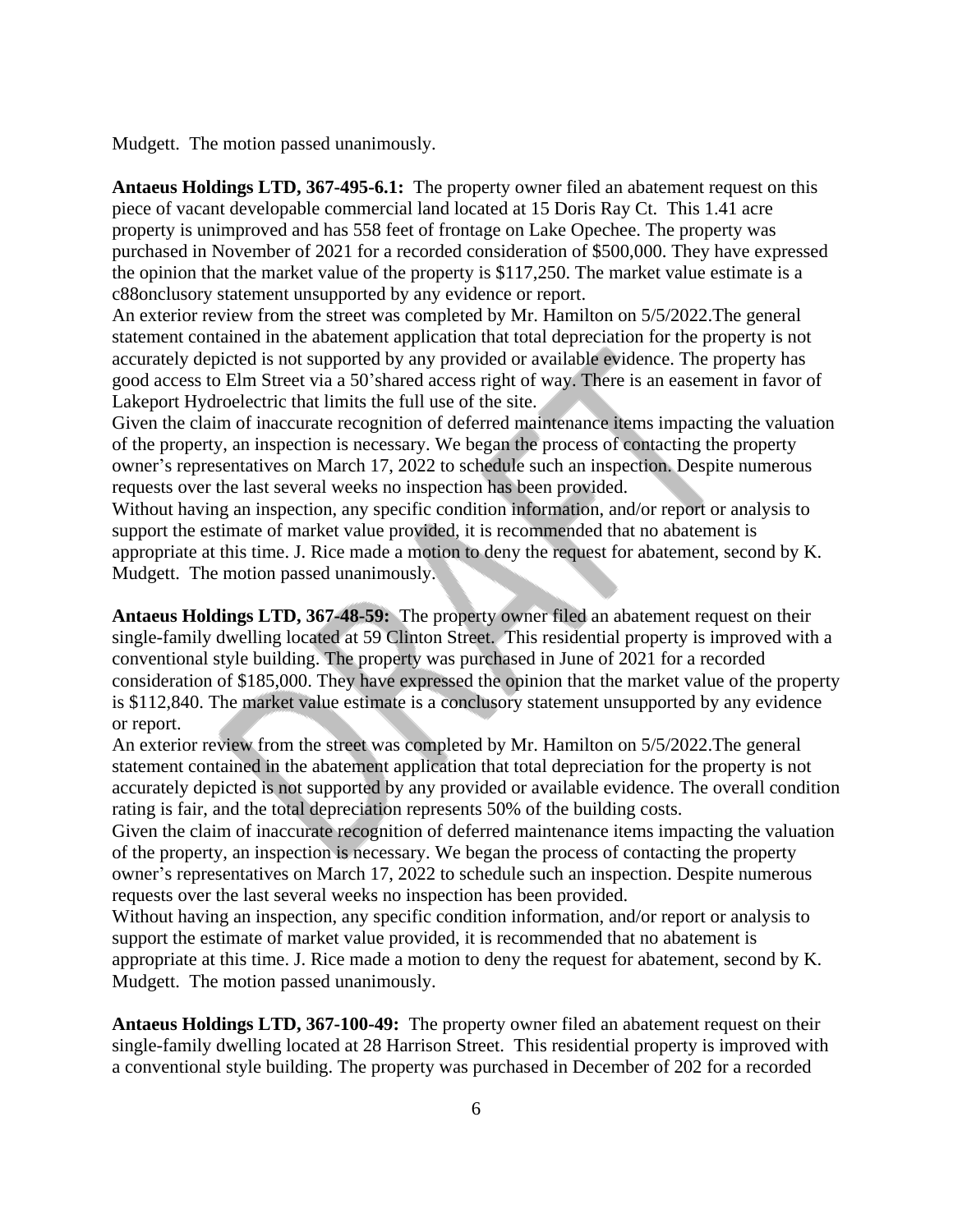Mudgett. The motion passed unanimously.

**Antaeus Holdings LTD, 367-495-6.1:** The property owner filed an abatement request on this piece of vacant developable commercial land located at 15 Doris Ray Ct. This 1.41 acre property is unimproved and has 558 feet of frontage on Lake Opechee. The property was purchased in November of 2021 for a recorded consideration of $500,000. They have expressed the opinion that the market value of the property is $117,250. The market value estimate is a c88onclusory statement unsupported by any evidence or report.
An exterior review from the street was completed by Mr. Hamilton on 5/5/2022.The general statement contained in the abatement application that total depreciation for the property is not accurately depicted is not supported by any provided or available evidence. The property has good access to Elm Street via a 50'shared access right of way. There is an easement in favor of Lakeport Hydroelectric that limits the full use of the site.
Given the claim of inaccurate recognition of deferred maintenance items impacting the valuation of the property, an inspection is necessary. We began the process of contacting the property owner's representatives on March 17, 2022 to schedule such an inspection. Despite numerous requests over the last several weeks no inspection has been provided.
Without having an inspection, any specific condition information, and/or report or analysis to support the estimate of market value provided, it is recommended that no abatement is appropriate at this time. J. Rice made a motion to deny the request for abatement, second by K. Mudgett. The motion passed unanimously.

**Antaeus Holdings LTD, 367-48-59:** The property owner filed an abatement request on their single-family dwelling located at 59 Clinton Street. This residential property is improved with a conventional style building. The property was purchased in June of 2021 for a recorded consideration of $185,000. They have expressed the opinion that the market value of the property is $112,840. The market value estimate is a conclusory statement unsupported by any evidence or report.
An exterior review from the street was completed by Mr. Hamilton on 5/5/2022.The general statement contained in the abatement application that total depreciation for the property is not accurately depicted is not supported by any provided or available evidence. The overall condition rating is fair, and the total depreciation represents 50% of the building costs.
Given the claim of inaccurate recognition of deferred maintenance items impacting the valuation of the property, an inspection is necessary. We began the process of contacting the property owner's representatives on March 17, 2022 to schedule such an inspection. Despite numerous requests over the last several weeks no inspection has been provided.
Without having an inspection, any specific condition information, and/or report or analysis to support the estimate of market value provided, it is recommended that no abatement is appropriate at this time. J. Rice made a motion to deny the request for abatement, second by K. Mudgett. The motion passed unanimously.

**Antaeus Holdings LTD, 367-100-49:** The property owner filed an abatement request on their single-family dwelling located at 28 Harrison Street. This residential property is improved with a conventional style building. The property was purchased in December of 202 for a recorded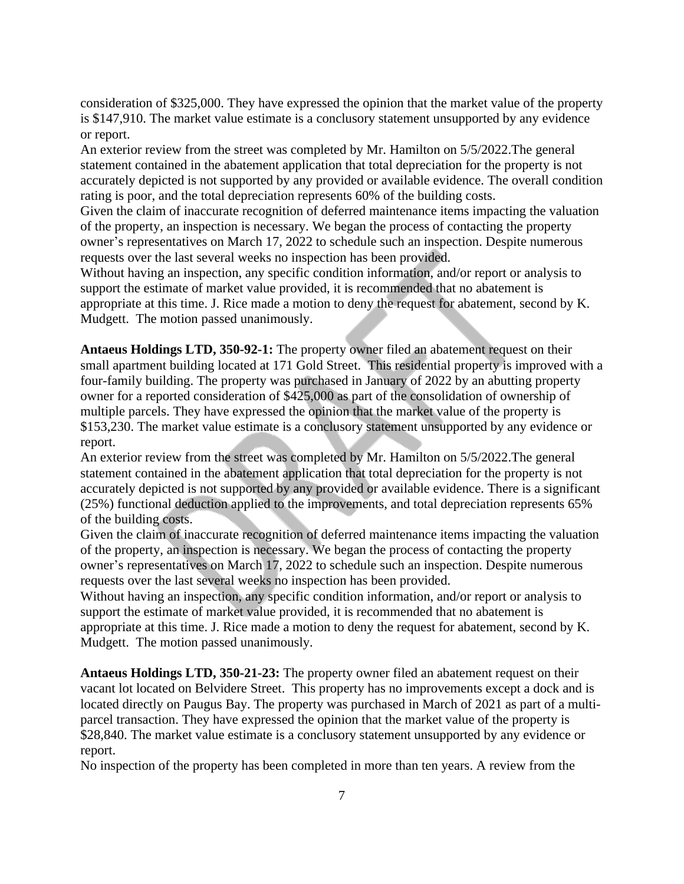consideration of $325,000. They have expressed the opinion that the market value of the property is $147,910. The market value estimate is a conclusory statement unsupported by any evidence or report.

An exterior review from the street was completed by Mr. Hamilton on 5/5/2022.The general statement contained in the abatement application that total depreciation for the property is not accurately depicted is not supported by any provided or available evidence. The overall condition rating is poor, and the total depreciation represents 60% of the building costs.

Given the claim of inaccurate recognition of deferred maintenance items impacting the valuation of the property, an inspection is necessary. We began the process of contacting the property owner's representatives on March 17, 2022 to schedule such an inspection. Despite numerous requests over the last several weeks no inspection has been provided.

Without having an inspection, any specific condition information, and/or report or analysis to support the estimate of market value provided, it is recommended that no abatement is appropriate at this time. J. Rice made a motion to deny the request for abatement, second by K. Mudgett. The motion passed unanimously.

**Antaeus Holdings LTD, 350-92-1:** The property owner filed an abatement request on their small apartment building located at 171 Gold Street. This residential property is improved with a four-family building. The property was purchased in January of 2022 by an abutting property owner for a reported consideration of $425,000 as part of the consolidation of ownership of multiple parcels. They have expressed the opinion that the market value of the property is $153,230. The market value estimate is a conclusory statement unsupported by any evidence or report.

An exterior review from the street was completed by Mr. Hamilton on 5/5/2022.The general statement contained in the abatement application that total depreciation for the property is not accurately depicted is not supported by any provided or available evidence. There is a significant (25%) functional deduction applied to the improvements, and total depreciation represents 65% of the building costs.

Given the claim of inaccurate recognition of deferred maintenance items impacting the valuation of the property, an inspection is necessary. We began the process of contacting the property owner's representatives on March 17, 2022 to schedule such an inspection. Despite numerous requests over the last several weeks no inspection has been provided.

Without having an inspection, any specific condition information, and/or report or analysis to support the estimate of market value provided, it is recommended that no abatement is appropriate at this time. J. Rice made a motion to deny the request for abatement, second by K. Mudgett. The motion passed unanimously.

**Antaeus Holdings LTD, 350-21-23:** The property owner filed an abatement request on their vacant lot located on Belvidere Street. This property has no improvements except a dock and is located directly on Paugus Bay. The property was purchased in March of 2021 as part of a multi-parcel transaction. They have expressed the opinion that the market value of the property is $28,840. The market value estimate is a conclusory statement unsupported by any evidence or report.

No inspection of the property has been completed in more than ten years. A review from the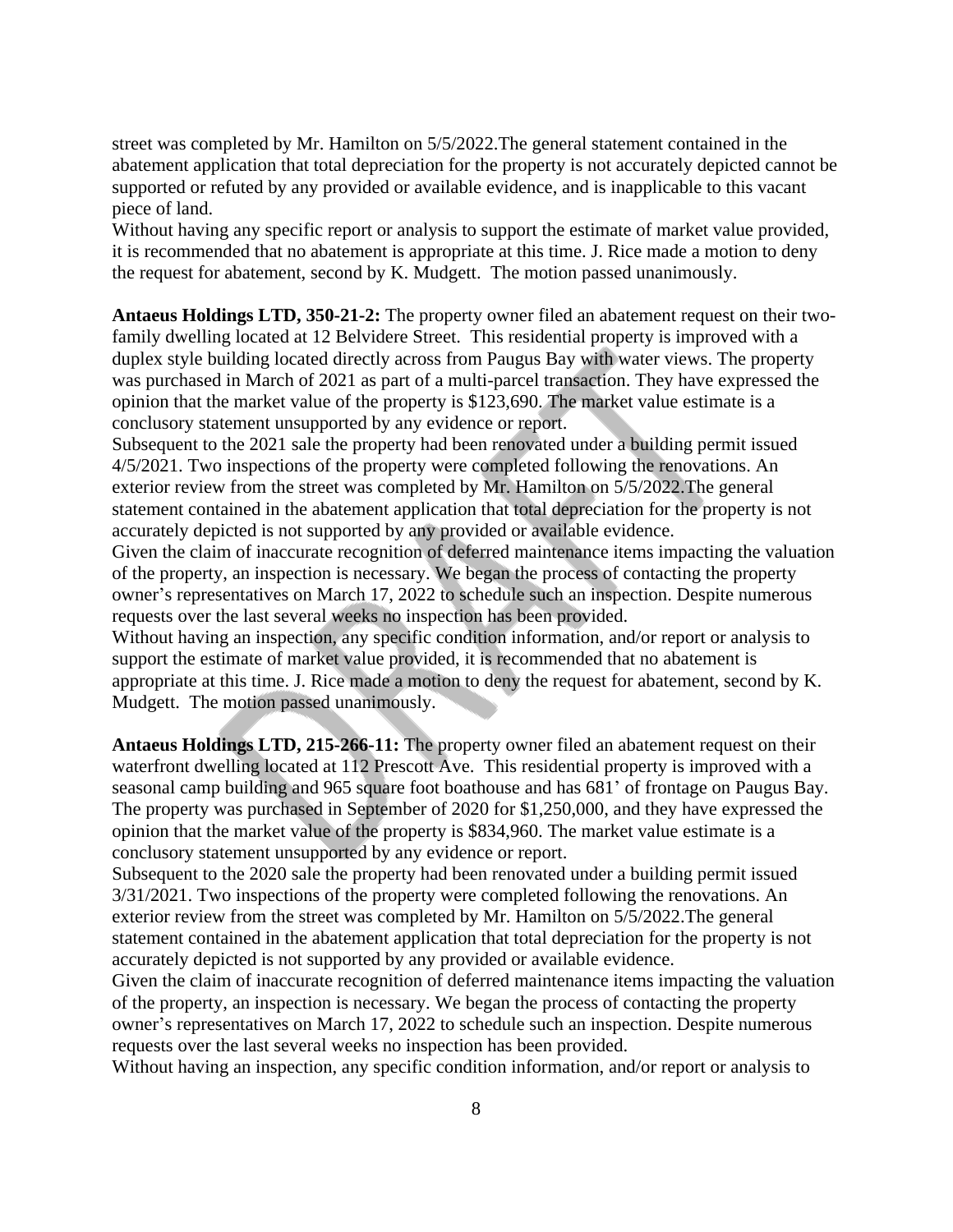street was completed by Mr. Hamilton on 5/5/2022.The general statement contained in the abatement application that total depreciation for the property is not accurately depicted cannot be supported or refuted by any provided or available evidence, and is inapplicable to this vacant piece of land.

Without having any specific report or analysis to support the estimate of market value provided, it is recommended that no abatement is appropriate at this time. J. Rice made a motion to deny the request for abatement, second by K. Mudgett. The motion passed unanimously.

**Antaeus Holdings LTD, 350-21-2:** The property owner filed an abatement request on their two-family dwelling located at 12 Belvidere Street. This residential property is improved with a duplex style building located directly across from Paugus Bay with water views. The property was purchased in March of 2021 as part of a multi-parcel transaction. They have expressed the opinion that the market value of the property is $123,690. The market value estimate is a conclusory statement unsupported by any evidence or report.

Subsequent to the 2021 sale the property had been renovated under a building permit issued 4/5/2021. Two inspections of the property were completed following the renovations. An exterior review from the street was completed by Mr. Hamilton on 5/5/2022.The general statement contained in the abatement application that total depreciation for the property is not accurately depicted is not supported by any provided or available evidence.

Given the claim of inaccurate recognition of deferred maintenance items impacting the valuation of the property, an inspection is necessary. We began the process of contacting the property owner's representatives on March 17, 2022 to schedule such an inspection. Despite numerous requests over the last several weeks no inspection has been provided.

Without having an inspection, any specific condition information, and/or report or analysis to support the estimate of market value provided, it is recommended that no abatement is appropriate at this time. J. Rice made a motion to deny the request for abatement, second by K. Mudgett. The motion passed unanimously.

**Antaeus Holdings LTD, 215-266-11:** The property owner filed an abatement request on their waterfront dwelling located at 112 Prescott Ave. This residential property is improved with a seasonal camp building and 965 square foot boathouse and has 681' of frontage on Paugus Bay. The property was purchased in September of 2020 for $1,250,000, and they have expressed the opinion that the market value of the property is $834,960. The market value estimate is a conclusory statement unsupported by any evidence or report.

Subsequent to the 2020 sale the property had been renovated under a building permit issued 3/31/2021. Two inspections of the property were completed following the renovations. An exterior review from the street was completed by Mr. Hamilton on 5/5/2022.The general statement contained in the abatement application that total depreciation for the property is not accurately depicted is not supported by any provided or available evidence.

Given the claim of inaccurate recognition of deferred maintenance items impacting the valuation of the property, an inspection is necessary. We began the process of contacting the property owner's representatives on March 17, 2022 to schedule such an inspection. Despite numerous requests over the last several weeks no inspection has been provided.

Without having an inspection, any specific condition information, and/or report or analysis to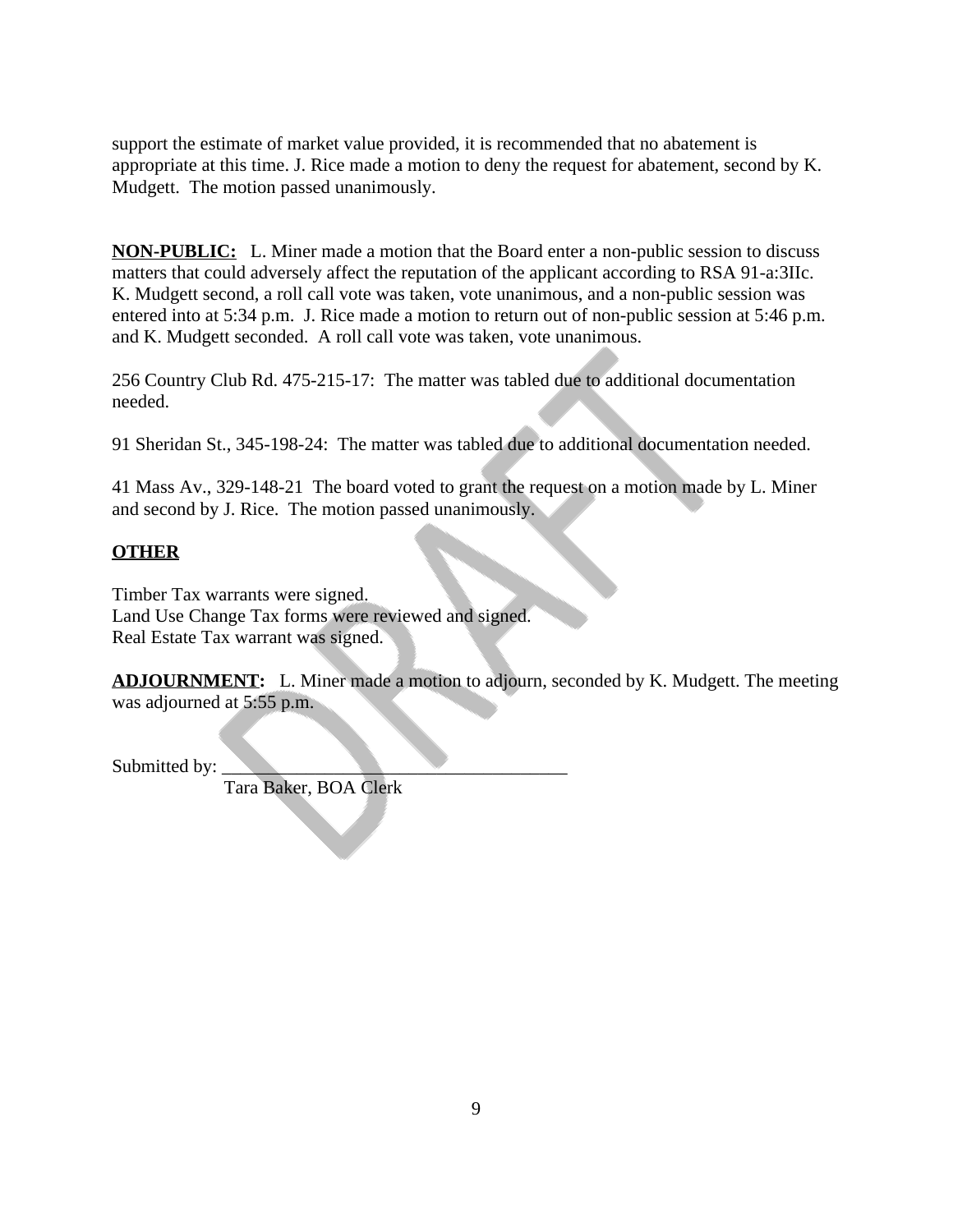support the estimate of market value provided, it is recommended that no abatement is appropriate at this time. J. Rice made a motion to deny the request for abatement, second by K. Mudgett. The motion passed unanimously.

**NON-PUBLIC:** L. Miner made a motion that the Board enter a non-public session to discuss matters that could adversely affect the reputation of the applicant according to RSA 91-a:3IIc. K. Mudgett second, a roll call vote was taken, vote unanimous, and a non-public session was entered into at 5:34 p.m. J. Rice made a motion to return out of non-public session at 5:46 p.m. and K. Mudgett seconded. A roll call vote was taken, vote unanimous.

256 Country Club Rd. 475-215-17: The matter was tabled due to additional documentation needed.

91 Sheridan St., 345-198-24: The matter was tabled due to additional documentation needed.

41 Mass Av., 329-148-21 The board voted to grant the request on a motion made by L. Miner and second by J. Rice. The motion passed unanimously.

**OTHER**

Timber Tax warrants were signed.
Land Use Change Tax forms were reviewed and signed.
Real Estate Tax warrant was signed.

**ADJOURNMENT:** L. Miner made a motion to adjourn, seconded by K. Mudgett. The meeting was adjourned at 5:55 p.m.

Submitted by: ____________________________________
Tara Baker, BOA Clerk